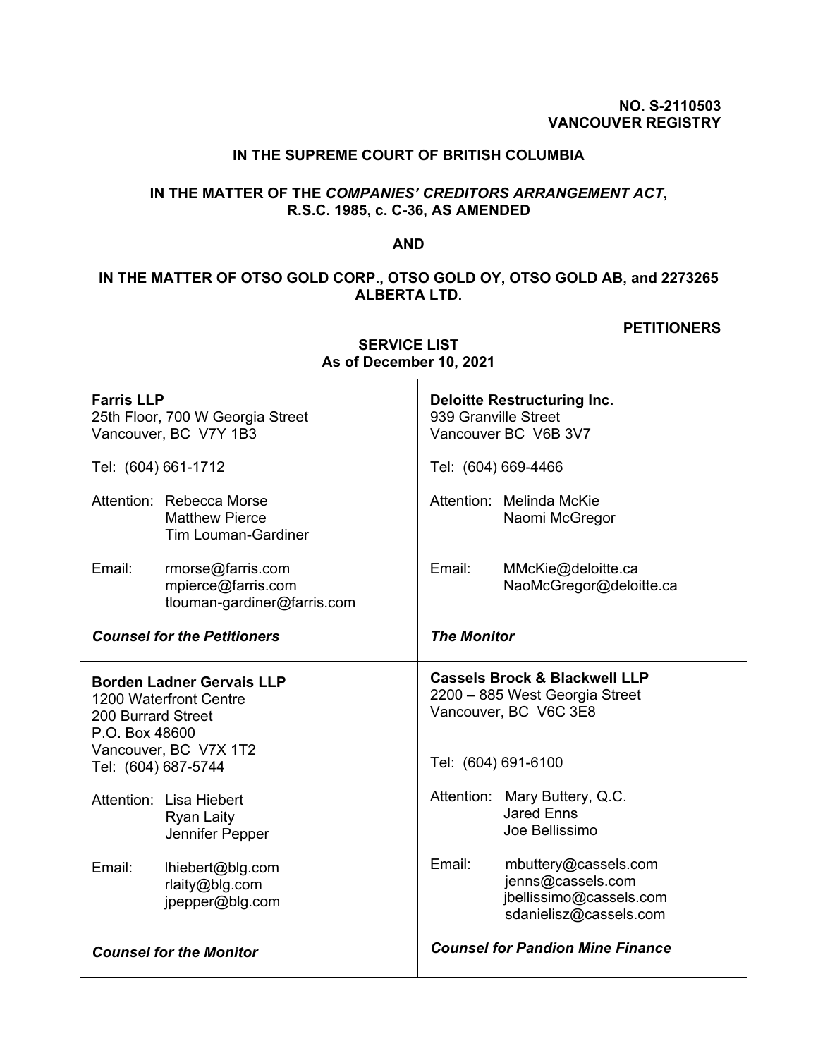**NO. S-2110503**
**VANCOUVER REGISTRY**

**IN THE SUPREME COURT OF BRITISH COLUMBIA**

**IN THE MATTER OF THE *COMPANIES' CREDITORS ARRANGEMENT ACT*, R.S.C. 1985, c. C-36, AS AMENDED**

**AND**

**IN THE MATTER OF OTSO GOLD CORP., OTSO GOLD OY, OTSO GOLD AB, and 2273265 ALBERTA LTD.**

**PETITIONERS**

**SERVICE LIST**
**As of December 10, 2021**

| | |
|---|---|
| **Farris LLP**<br>25th Floor, 700 W Georgia Street<br>Vancouver, BC V7Y 1B3<br><br>Tel: (604) 661-1712<br><br>Attention: Rebecca Morse<br>Matthew Pierce<br>Tim Louman-Gardiner<br><br>Email: rmorse@farris.com<br>mpierce@farris.com<br>tlouman-gardiner@farris.com<br><br>***Counsel for the Petitioners*** | **Deloitte Restructuring Inc.**<br>939 Granville Street<br>Vancouver BC V6B 3V7<br><br>Tel: (604) 669-4466<br><br>Attention: Melinda McKie<br>Naomi McGregor<br><br>Email: MMcKie@deloitte.ca<br>NaoMcGregor@deloitte.ca<br><br>***The Monitor*** |
| **Borden Ladner Gervais LLP**<br>1200 Waterfront Centre<br>200 Burrard Street<br>P.O. Box 48600<br>Vancouver, BC V7X 1T2<br>Tel: (604) 687-5744<br><br>Attention: Lisa Hiebert<br>Ryan Laity<br>Jennifer Pepper<br><br>Email: lhiebert@blg.com<br>rlaity@blg.com<br>jpepper@blg.com<br><br>***Counsel for the Monitor*** | **Cassels Brock & Blackwell LLP**<br>2200 – 885 West Georgia Street<br>Vancouver, BC V6C 3E8<br><br>Tel: (604) 691-6100<br><br>Attention: Mary Buttery, Q.C.<br>Jared Enns<br>Joe Bellissimo<br><br>Email: mbuttery@cassels.com<br>jenns@cassels.com<br>jbellissimo@cassels.com<br>sdanielisz@cassels.com<br><br>***Counsel for Pandion Mine Finance*** |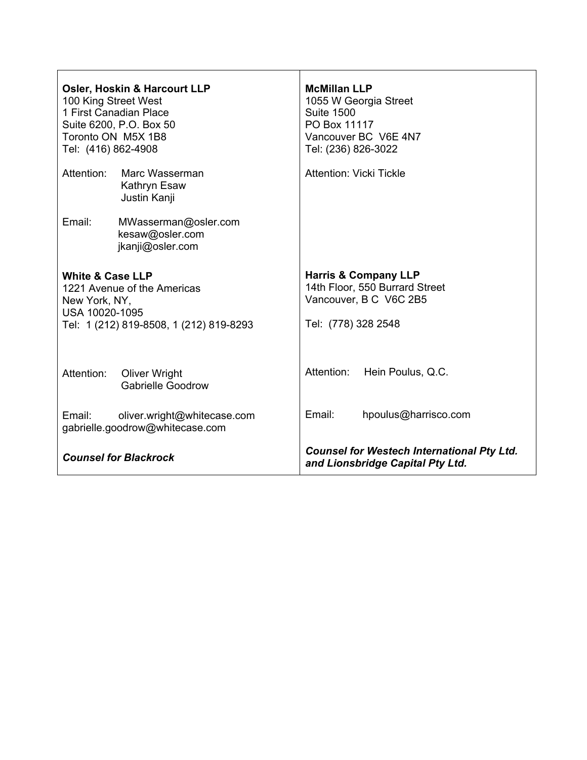| **Osler, Hoskin & Harcourt LLP**<br>100 King Street West<br>1 First Canadian Place<br>Suite 6200, P.O. Box 50<br>Toronto ON M5X 1B8<br>Tel: (416) 862-4908<br><br>Attention: Marc Wasserman<br>Kathryn Esaw<br>Justin Kanji<br><br>Email: MWasserman@osler.com<br>kesaw@osler.com<br>jkanji@osler.com | **McMillan LLP**<br>1055 W Georgia Street<br>Suite 1500<br>PO Box 11117<br>Vancouver BC V6E 4N7<br>Tel: (236) 826-3022<br><br>Attention: Vicki Tickle |
|---|---|
| **White & Case LLP**<br>1221 Avenue of the Americas<br>New York, NY,<br>USA 10020-1095<br>Tel: 1 (212) 819-8508, 1 (212) 819-8293<br><br>Attention: Oliver Wright<br>Gabrielle Goodrow<br><br>Email: oliver.wright@whitecase.com<br>gabrielle.goodrow@whitecase.com<br><br>***Counsel for Blackrock*** | **Harris & Company LLP**<br>14th Floor, 550 Burrard Street<br>Vancouver, B C V6C 2B5<br><br>Tel: (778) 328 2548<br><br>Attention: Hein Poulus, Q.C.<br><br>Email: hpoulus@harrisco.com<br><br>***Counsel for Westech International Pty Ltd. and Lionsbridge Capital Pty Ltd.*** |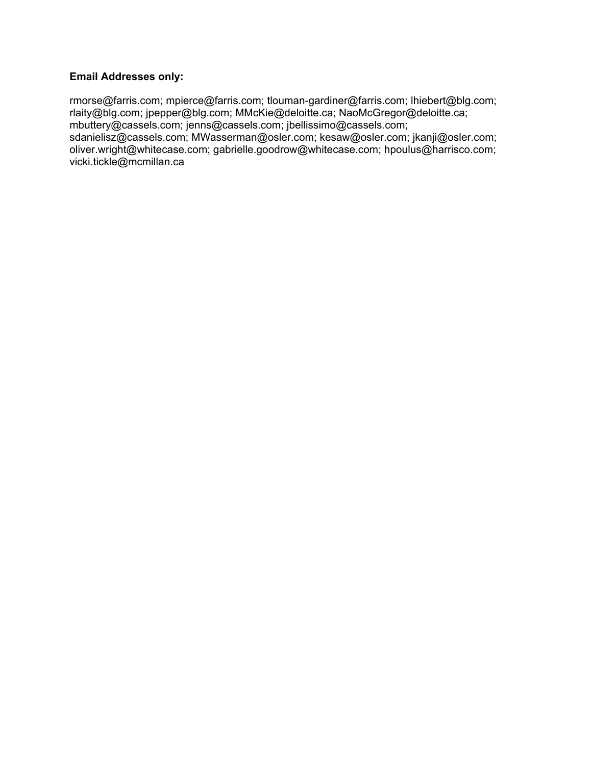**Email Addresses only:**

rmorse@farris.com; mpierce@farris.com; tlouman-gardiner@farris.com; lhiebert@blg.com; rlaity@blg.com; jpepper@blg.com; MMcKie@deloitte.ca; NaoMcGregor@deloitte.ca; mbuttery@cassels.com; jenns@cassels.com; jbellissimo@cassels.com; sdanielisz@cassels.com; MWasserman@osler.com; kesaw@osler.com; jkanji@osler.com; oliver.wright@whitecase.com; gabrielle.goodrow@whitecase.com; hpoulus@harrisco.com; vicki.tickle@mcmillan.ca